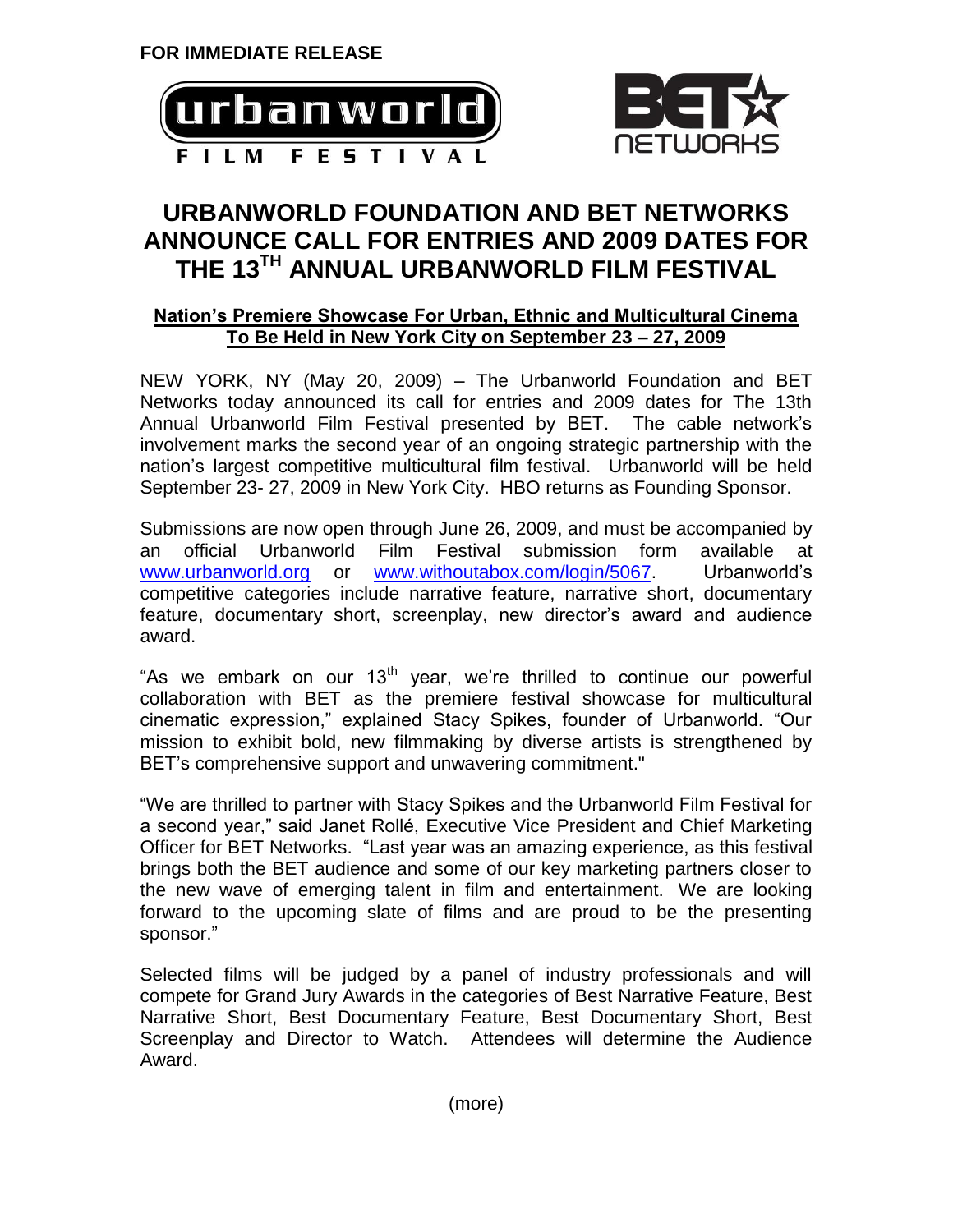**FOR IMMEDIATE RELEASE**

# URBANWORLD FOUNDATION AND BET NETWORKS ANNOUNCE CALL FOR ENTRIES AND 2009 DATES FOR THE 13TH ANNUAL URBANWORLD FILM FESTIVAL

## Nation's Premiere Showcase For Urban, Ethnic and Multicultural Cinema To Be Held in New York City on September 23 – 27, 2009

NEW YORK, NY (May 20, 2009) – The Urbanworld Foundation and BET Networks today announced its call for entries and 2009 dates for The 13th Annual Urbanworld Film Festival presented by BET. The cable network's involvement marks the second year of an ongoing strategic partnership with the nation's largest competitive multicultural film festival. Urbanworld will be held September 23- 27, 2009 in New York City. HBO returns as Founding Sponsor.

Submissions are now open through June 26, 2009, and must be accompanied by an official Urbanworld Film Festival submission form available at www.urbanworld.org or www.withoutabox.com/login/5067. Urbanworld's competitive categories include narrative feature, narrative short, documentary feature, documentary short, screenplay, new director's award and audience award.

"As we embark on our 13th year, we're thrilled to continue our powerful collaboration with BET as the premiere festival showcase for multicultural cinematic expression," explained Stacy Spikes, founder of Urbanworld. "Our mission to exhibit bold, new filmmaking by diverse artists is strengthened by BET's comprehensive support and unwavering commitment."

"We are thrilled to partner with Stacy Spikes and the Urbanworld Film Festival for a second year," said Janet Rollé, Executive Vice President and Chief Marketing Officer for BET Networks. "Last year was an amazing experience, as this festival brings both the BET audience and some of our key marketing partners closer to the new wave of emerging talent in film and entertainment. We are looking forward to the upcoming slate of films and are proud to be the presenting sponsor."

Selected films will be judged by a panel of industry professionals and will compete for Grand Jury Awards in the categories of Best Narrative Feature, Best Narrative Short, Best Documentary Feature, Best Documentary Short, Best Screenplay and Director to Watch. Attendees will determine the Audience Award.

(more)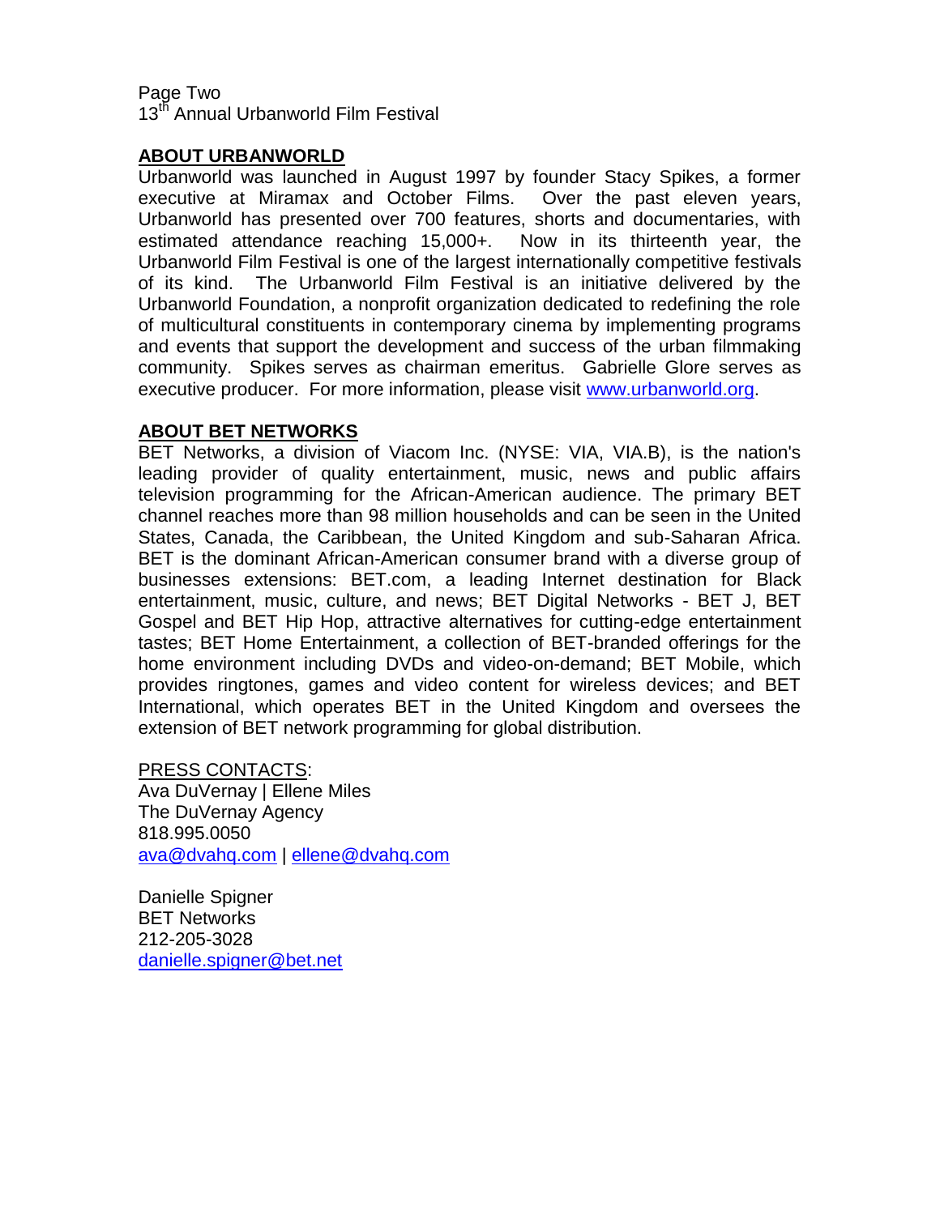Page Two
13th Annual Urbanworld Film Festival

## ABOUT URBANWORLD

Urbanworld was launched in August 1997 by founder Stacy Spikes, a former executive at Miramax and October Films. Over the past eleven years, Urbanworld has presented over 700 features, shorts and documentaries, with estimated attendance reaching 15,000+. Now in its thirteenth year, the Urbanworld Film Festival is one of the largest internationally competitive festivals of its kind. The Urbanworld Film Festival is an initiative delivered by the Urbanworld Foundation, a nonprofit organization dedicated to redefining the role of multicultural constituents in contemporary cinema by implementing programs and events that support the development and success of the urban filmmaking community. Spikes serves as chairman emeritus. Gabrielle Glore serves as executive producer. For more information, please visit www.urbanworld.org.

## ABOUT BET NETWORKS

BET Networks, a division of Viacom Inc. (NYSE: VIA, VIA.B), is the nation's leading provider of quality entertainment, music, news and public affairs television programming for the African-American audience. The primary BET channel reaches more than 98 million households and can be seen in the United States, Canada, the Caribbean, the United Kingdom and sub-Saharan Africa. BET is the dominant African-American consumer brand with a diverse group of businesses extensions: BET.com, a leading Internet destination for Black entertainment, music, culture, and news; BET Digital Networks - BET J, BET Gospel and BET Hip Hop, attractive alternatives for cutting-edge entertainment tastes; BET Home Entertainment, a collection of BET-branded offerings for the home environment including DVDs and video-on-demand; BET Mobile, which provides ringtones, games and video content for wireless devices; and BET International, which operates BET in the United Kingdom and oversees the extension of BET network programming for global distribution.

PRESS CONTACTS:
Ava DuVernay | Ellene Miles
The DuVernay Agency
818.995.0050
ava@dvahq.com | ellene@dvahq.com

Danielle Spigner
BET Networks
212-205-3028
danielle.spigner@bet.net